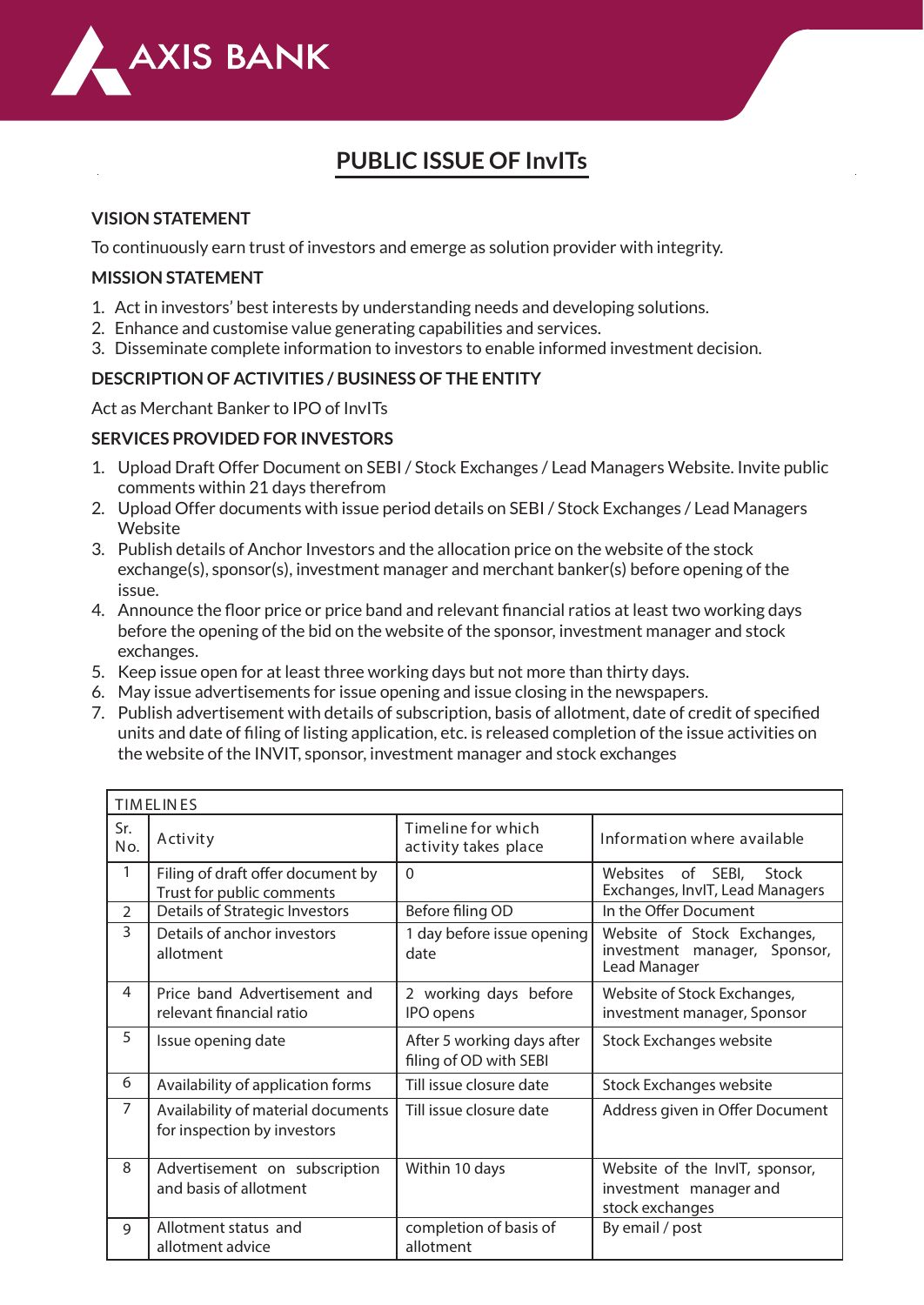AXIS BANK

# PUBLIC ISSUE OF InvITs

## VISION STATEMENT

To continuously earn trust of investors and emerge as solution provider with integrity.

## MISSION STATEMENT

1. Act in investors' best interests by understanding needs and developing solutions.
2. Enhance and customise value generating capabilities and services.
3. Disseminate complete information to investors to enable informed investment decision.

## DESCRIPTION OF ACTIVITIES / BUSINESS OF THE ENTITY

Act as Merchant Banker to IPO of InvITs

## SERVICES PROVIDED FOR INVESTORS

1. Upload Draft Offer Document on SEBI / Stock Exchanges / Lead Managers Website. Invite public comments within 21 days therefrom
2. Upload Offer documents with issue period details on SEBI / Stock Exchanges / Lead Managers Website
3. Publish details of Anchor Investors and the allocation price on the website of the stock exchange(s), sponsor(s), investment manager and merchant banker(s) before opening of the issue.
4. Announce the floor price or price band and relevant financial ratios at least two working days before the opening of the bid on the website of the sponsor, investment manager and stock exchanges.
5. Keep issue open for at least three working days but not more than thirty days.
6. May issue advertisements for issue opening and issue closing in the newspapers.
7. Publish advertisement with details of subscription, basis of allotment, date of credit of specified units and date of filing of listing application, etc. is released completion of the issue activities on the website of the INVIT, sponsor, investment manager and stock exchanges

| TIMELINES | | | |
|---|---|---|---|
| Sr. No. | Activity | Timeline for which activity takes place | Information where available |
| 1 | Filing of draft offer document by Trust for public comments | 0 | Websites of SEBI, Stock Exchanges, InvIT, Lead Managers |
| 2 | Details of Strategic Investors | Before filing OD | In the Offer Document |
| 3 | Details of anchor investors allotment | 1 day before issue opening date | Website of Stock Exchanges, investment manager, Sponsor, Lead Manager |
| 4 | Price band Advertisement and relevant financial ratio | 2 working days before IPO opens | Website of Stock Exchanges, investment manager, Sponsor |
| 5 | Issue opening date | After 5 working days after filing of OD with SEBI | Stock Exchanges website |
| 6 | Availability of application forms | Till issue closure date | Stock Exchanges website |
| 7 | Availability of material documents for inspection by investors | Till issue closure date | Address given in Offer Document |
| 8 | Advertisement on subscription and basis of allotment | Within 10 days | Website of the InvIT, sponsor, investment manager and stock exchanges |
| 9 | Allotment status and allotment advice | completion of basis of allotment | By email / post |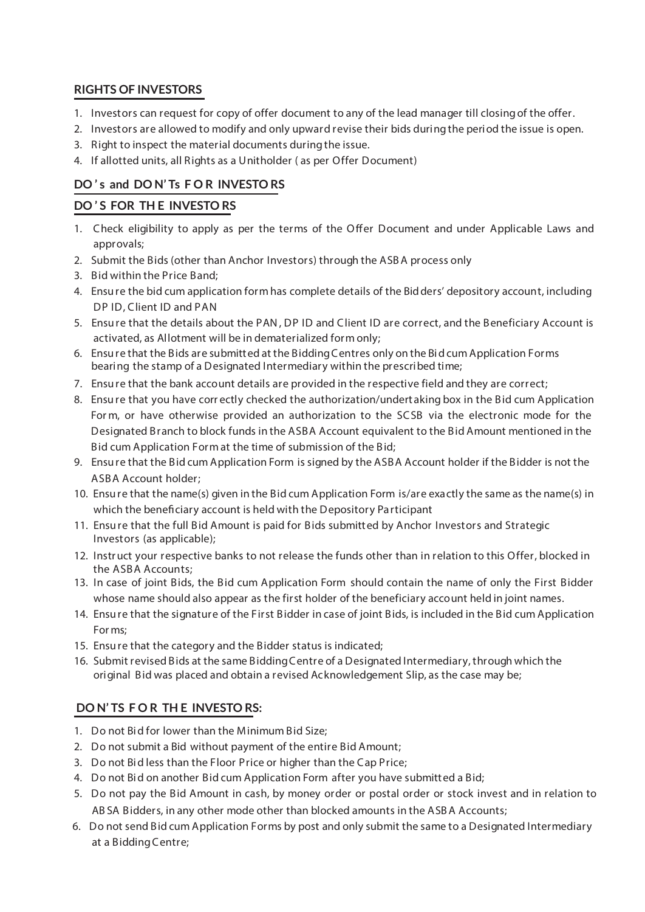## RIGHTS OF INVESTORS

1. Investors can request for copy of offer document to any of the lead manager till closing of the offer.
2. Investors are allowed to modify and only upward revise their bids during the period the issue is open.
3. Right to inspect the material documents during the issue.
4. If allotted units, all Rights as a Unitholder ( as per Offer Document)

## DO's and DON'Ts FOR INVESTORS

### DO'S FOR THE INVESTORS

1. Check eligibility to apply as per the terms of the Offer Document and under Applicable Laws and approvals;
2. Submit the Bids (other than Anchor Investors) through the ASBA process only
3. Bid within the Price Band;
4. Ensure the bid cum application form has complete details of the Bidders' depository account, including DP ID, Client ID and PAN
5. Ensure that the details about the PAN, DP ID and Client ID are correct, and the Beneficiary Account is activated, as Allotment will be in dematerialized form only;
6. Ensure that the Bids are submitted at the Bidding Centres only on the Bid cum Application Forms bearing the stamp of a Designated Intermediary within the prescribed time;
7. Ensure that the bank account details are provided in the respective field and they are correct;
8. Ensure that you have correctly checked the authorization/undertaking box in the Bid cum Application Form, or have otherwise provided an authorization to the SCSB via the electronic mode for the Designated Branch to block funds in the ASBA Account equivalent to the Bid Amount mentioned in the Bid cum Application Form at the time of submission of the Bid;
9. Ensure that the Bid cum Application Form is signed by the ASBA Account holder if the Bidder is not the ASBA Account holder;
10. Ensure that the name(s) given in the Bid cum Application Form is/are exactly the same as the name(s) in which the beneficiary account is held with the Depository Participant
11. Ensure that the full Bid Amount is paid for Bids submitted by Anchor Investors and Strategic Investors (as applicable);
12. Instruct your respective banks to not release the funds other than in relation to this Offer, blocked in the ASBA Accounts;
13. In case of joint Bids, the Bid cum Application Form should contain the name of only the First Bidder whose name should also appear as the first holder of the beneficiary account held in joint names.
14. Ensure that the signature of the First Bidder in case of joint Bids, is included in the Bid cum Application Forms;
15. Ensure that the category and the Bidder status is indicated;
16. Submit revised Bids at the same Bidding Centre of a Designated Intermediary, through which the original Bid was placed and obtain a revised Acknowledgement Slip, as the case may be;

### DON'TS FOR THE INVESTORS:

1. Do not Bid for lower than the Minimum Bid Size;
2. Do not submit a Bid without payment of the entire Bid Amount;
3. Do not Bid less than the Floor Price or higher than the Cap Price;
4. Do not Bid on another Bid cum Application Form after you have submitted a Bid;
5. Do not pay the Bid Amount in cash, by money order or postal order or stock invest and in relation to ABSA Bidders, in any other mode other than blocked amounts in the ASBA Accounts;
6. Do not send Bid cum Application Forms by post and only submit the same to a Designated Intermediary at a Bidding Centre;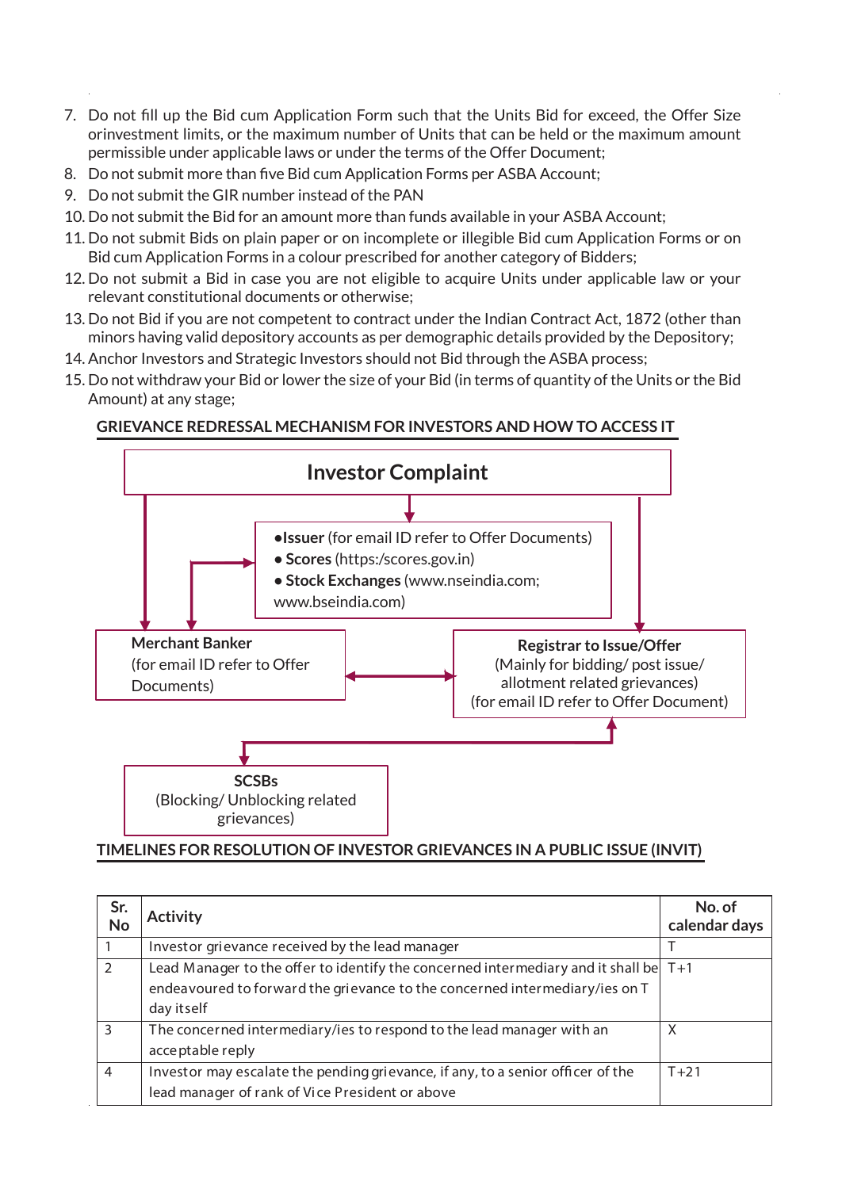7. Do not fill up the Bid cum Application Form such that the Units Bid for exceed, the Offer Size orinvestment limits, or the maximum number of Units that can be held or the maximum amount permissible under applicable laws or under the terms of the Offer Document;
8. Do not submit more than five Bid cum Application Forms per ASBA Account;
9. Do not submit the GIR number instead of the PAN
10. Do not submit the Bid for an amount more than funds available in your ASBA Account;
11. Do not submit Bids on plain paper or on incomplete or illegible Bid cum Application Forms or on Bid cum Application Forms in a colour prescribed for another category of Bidders;
12. Do not submit a Bid in case you are not eligible to acquire Units under applicable law or your relevant constitutional documents or otherwise;
13. Do not Bid if you are not competent to contract under the Indian Contract Act, 1872 (other than minors having valid depository accounts as per demographic details provided by the Depository;
14. Anchor Investors and Strategic Investors should not Bid through the ASBA process;
15. Do not withdraw your Bid or lower the size of your Bid (in terms of quantity of the Units or the Bid Amount) at any stage;

## GRIEVANCE REDRESSAL MECHANISM FOR INVESTORS AND HOW TO ACCESS IT

**Investor Complaint**

- **Issuer** (for email ID refer to Offer Documents)
- **Scores** (https:/scores.gov.in)
- **Stock Exchanges** (www.nseindia.com; www.bseindia.com)

**Merchant Banker**
(for email ID refer to Offer Documents)

**Registrar to Issue/Offer**
(Mainly for bidding/ post issue/ allotment related grievances)
(for email ID refer to Offer Document)

**SCSBs**
(Blocking/ Unblocking related grievances)

## TIMELINES FOR RESOLUTION OF INVESTOR GRIEVANCES IN A PUBLIC ISSUE (INVIT)

| Sr. No | Activity | No. of calendar days |
|---|---|---|
| 1 | Investor grievance received by the lead manager | T |
| 2 | Lead Manager to the offer to identify the concerned intermediary and it shall be endeavoured to forward the grievance to the concerned intermediary/ies on T day itself | T+1 |
| 3 | The concerned intermediary/ies to respond to the lead manager with an acceptable reply | X |
| 4 | Investor may escalate the pending grievance, if any, to a senior officer of the lead manager of rank of Vice President or above | T+21 |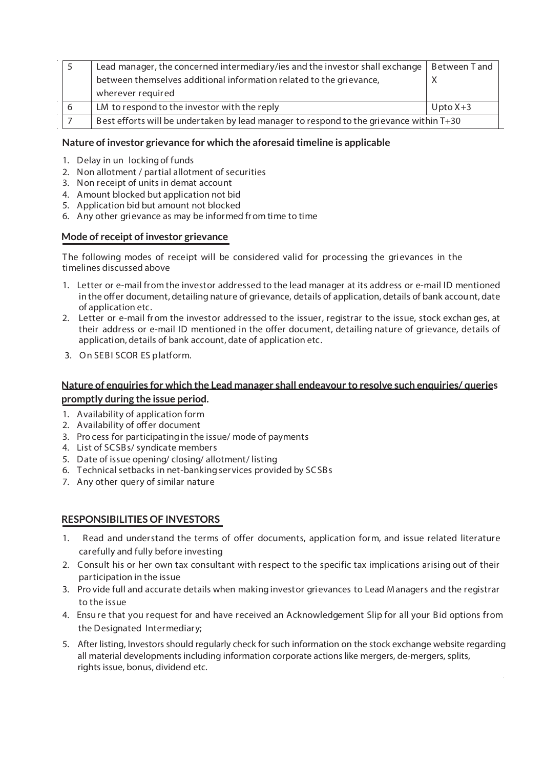| | | |
|---|---|---|
| 5 | Lead manager, the concerned intermediary/ies and the investor shall exchange between themselves additional information related to the grievance, wherever required | Between T and X |
| 6 | LM to respond to the investor with the reply | Upto X+3 |
| 7 | Best efforts will be undertaken by lead manager to respond to the grievance within T+30 | |

**Nature of investor grievance for which the aforesaid timeline is applicable**

1. Delay in un locking of funds
2. Non allotment / partial allotment of securities
3. Non receipt of units in demat account
4. Amount blocked but application not bid
5. Application bid but amount not blocked
6. Any other grievance as may be informed from time to time

**Mode of receipt of investor grievance**

The following modes of receipt will be considered valid for processing the grievances in the timelines discussed above

1. Letter or e-mail from the investor addressed to the lead manager at its address or e-mail ID mentioned in the offer document, detailing nature of grievance, details of application, details of bank account, date of application etc.
2. Letter or e-mail from the investor addressed to the issuer, registrar to the issue, stock exchanges, at their address or e-mail ID mentioned in the offer document, detailing nature of grievance, details of application, details of bank account, date of application etc.
3. On SEBI SCORES platform.

**Nature of enquiries for which the Lead manager shall endeavour to resolve such enquiries/ queries promptly during the issue period.**

1. Availability of application form
2. Availability of offer document
3. Process for participating in the issue/ mode of payments
4. List of SCSBs/ syndicate members
5. Date of issue opening/ closing/ allotment/ listing
6. Technical setbacks in net-banking services provided by SCSBs
7. Any other query of similar nature

**RESPONSIBILITIES OF INVESTORS**

1. Read and understand the terms of offer documents, application form, and issue related literature carefully and fully before investing
2. Consult his or her own tax consultant with respect to the specific tax implications arising out of their participation in the issue
3. Provide full and accurate details when making investor grievances to Lead Managers and the registrar to the issue
4. Ensure that you request for and have received an Acknowledgement Slip for all your Bid options from the Designated Intermediary;
5. After listing, Investors should regularly check for such information on the stock exchange website regarding all material developments including information corporate actions like mergers, de-mergers, splits, rights issue, bonus, dividend etc.